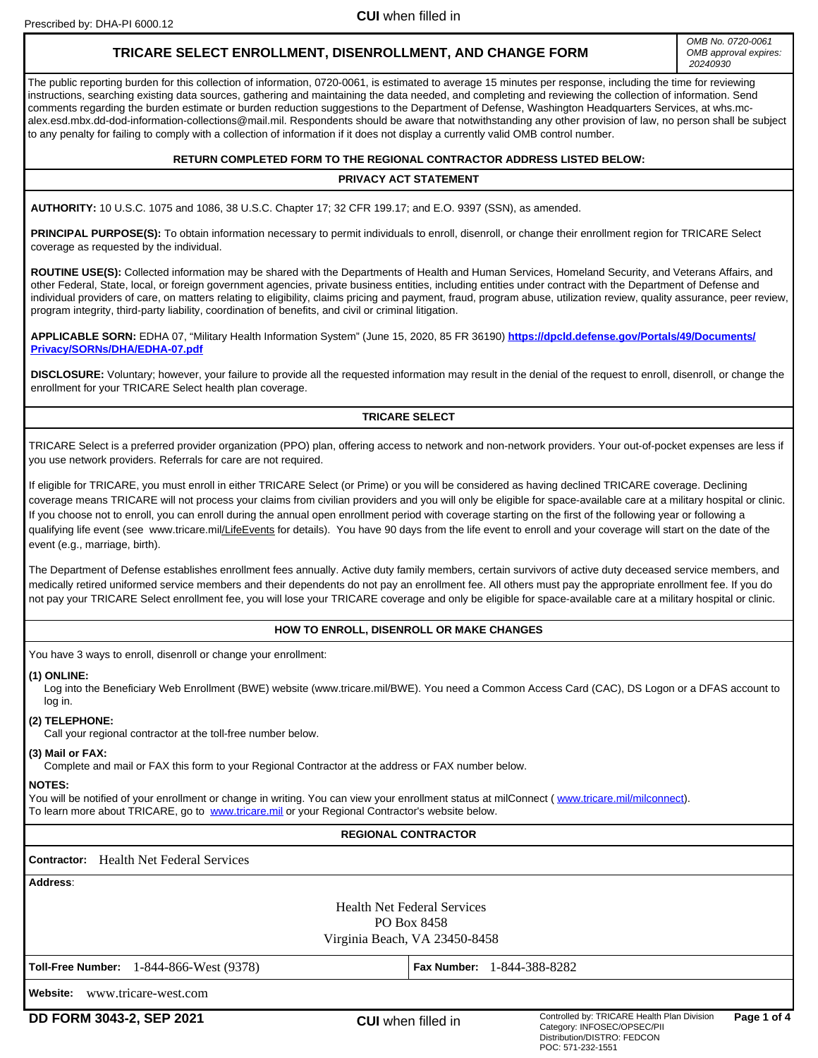Prescribed by: DHA-PI 6000.12

CUI when filled in

# TRICARE SELECT ENROLLMENT, DISENROLLMENT, AND CHANGE FORM

*OMB No. 0720-0061*
*OMB approval expires: 20240930*

The public reporting burden for this collection of information, 0720-0061, is estimated to average 15 minutes per response, including the time for reviewing instructions, searching existing data sources, gathering and maintaining the data needed, and completing and reviewing the collection of information. Send comments regarding the burden estimate or burden reduction suggestions to the Department of Defense, Washington Headquarters Services, at whs.mc-alex.esd.mbx.dd-dod-information-collections@mail.mil. Respondents should be aware that notwithstanding any other provision of law, no person shall be subject to any penalty for failing to comply with a collection of information if it does not display a currently valid OMB control number.

**RETURN COMPLETED FORM TO THE REGIONAL CONTRACTOR ADDRESS LISTED BELOW:**

## PRIVACY ACT STATEMENT

**AUTHORITY:** 10 U.S.C. 1075 and 1086, 38 U.S.C. Chapter 17; 32 CFR 199.17; and E.O. 9397 (SSN), as amended.

**PRINCIPAL PURPOSE(S):** To obtain information necessary to permit individuals to enroll, disenroll, or change their enrollment region for TRICARE Select coverage as requested by the individual.

**ROUTINE USE(S):** Collected information may be shared with the Departments of Health and Human Services, Homeland Security, and Veterans Affairs, and other Federal, State, local, or foreign government agencies, private business entities, including entities under contract with the Department of Defense and individual providers of care, on matters relating to eligibility, claims pricing and payment, fraud, program abuse, utilization review, quality assurance, peer review, program integrity, third-party liability, coordination of benefits, and civil or criminal litigation.

**APPLICABLE SORN:** EDHA 07, "Military Health Information System" (June 15, 2020, 85 FR 36190) **https://dpcld.defense.gov/Portals/49/Documents/Privacy/SORNs/DHA/EDHA-07.pdf**

**DISCLOSURE:** Voluntary; however, your failure to provide all the requested information may result in the denial of the request to enroll, disenroll, or change the enrollment for your TRICARE Select health plan coverage.

## TRICARE SELECT

TRICARE Select is a preferred provider organization (PPO) plan, offering access to network and non-network providers. Your out-of-pocket expenses are less if you use network providers. Referrals for care are not required.

If eligible for TRICARE, you must enroll in either TRICARE Select (or Prime) or you will be considered as having declined TRICARE coverage. Declining coverage means TRICARE will not process your claims from civilian providers and you will only be eligible for space-available care at a military hospital or clinic. If you choose not to enroll, you can enroll during the annual open enrollment period with coverage starting on the first of the following year or following a qualifying life event (see www.tricare.mil/LifeEvents for details). You have 90 days from the life event to enroll and your coverage will start on the date of the event (e.g., marriage, birth).

The Department of Defense establishes enrollment fees annually. Active duty family members, certain survivors of active duty deceased service members, and medically retired uniformed service members and their dependents do not pay an enrollment fee. All others must pay the appropriate enrollment fee. If you do not pay your TRICARE Select enrollment fee, you will lose your TRICARE coverage and only be eligible for space-available care at a military hospital or clinic.

## HOW TO ENROLL, DISENROLL OR MAKE CHANGES

You have 3 ways to enroll, disenroll or change your enrollment:

**(1) ONLINE:**
Log into the Beneficiary Web Enrollment (BWE) website (www.tricare.mil/BWE). You need a Common Access Card (CAC), DS Logon or a DFAS account to log in.

**(2) TELEPHONE:**
Call your regional contractor at the toll-free number below.

**(3) Mail or FAX:**
Complete and mail or FAX this form to your Regional Contractor at the address or FAX number below.

**NOTES:**
You will be notified of your enrollment or change in writing. You can view your enrollment status at milConnect ( www.tricare.mil/milconnect).
To learn more about TRICARE, go to www.tricare.mil or your Regional Contractor's website below.

## REGIONAL CONTRACTOR

**Contractor:** Health Net Federal Services

**Address:**

Health Net Federal Services
PO Box 8458
Virginia Beach, VA 23450-8458

**Toll-Free Number:** 1-844-866-West (9378) | **Fax Number:** 1-844-388-8282

**Website:** www.tricare-west.com

DD FORM 3043-2, SEP 2021

CUI when filled in

Controlled by: TRICARE Health Plan Division
Category: INFOSEC/OPSEC/PII
Distribution/DISTRO: FEDCON
POC: 571-232-1551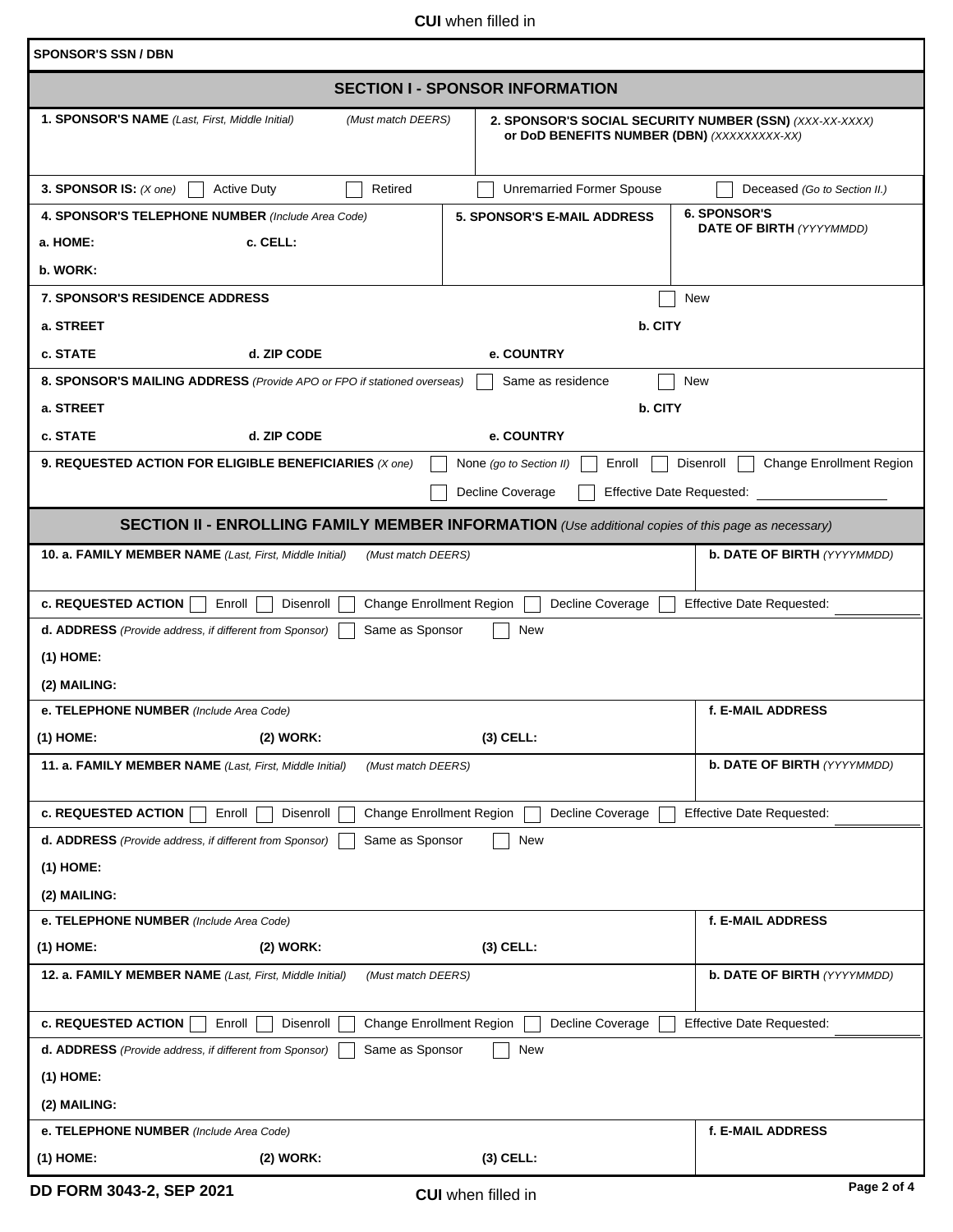**CUI** when filled in

**SPONSOR'S SSN / DBN**

## SECTION I - SPONSOR INFORMATION

**1. SPONSOR'S NAME** *(Last, First, Middle Initial)* *(Must match DEERS)*

**2. SPONSOR'S SOCIAL SECURITY NUMBER (SSN)** *(XXX-XX-XXXX)* **or DoD BENEFITS NUMBER (DBN)** *(XXXXXXXXX-XX)*

**3. SPONSOR IS:** *(X one)* ☐ Active Duty ☐ Retired ☐ Unremarried Former Spouse ☐ Deceased *(Go to Section II.)*

**4. SPONSOR'S TELEPHONE NUMBER** *(Include Area Code)*
**a. HOME:** **c. CELL:**
**b. WORK:**

**5. SPONSOR'S E-MAIL ADDRESS**

**6. SPONSOR'S DATE OF BIRTH** *(YYYYMMDD)*

**7. SPONSOR'S RESIDENCE ADDRESS** ☐ New
**a. STREET** **b. CITY**
**c. STATE** **d. ZIP CODE** **e. COUNTRY**

**8. SPONSOR'S MAILING ADDRESS** *(Provide APO or FPO if stationed overseas)* ☐ Same as residence ☐ New
**a. STREET** **b. CITY**
**c. STATE** **d. ZIP CODE** **e. COUNTRY**

**9. REQUESTED ACTION FOR ELIGIBLE BENEFICIARIES** *(X one)* ☐ None *(go to Section II)* ☐ Enroll ☐ Disenroll ☐ Change Enrollment Region ☐ Decline Coverage ☐ Effective Date Requested: ______________

## SECTION II - ENROLLING FAMILY MEMBER INFORMATION *(Use additional copies of this page as necessary)*

**10. a. FAMILY MEMBER NAME** *(Last, First, Middle Initial)* *(Must match DEERS)*
**b. DATE OF BIRTH** *(YYYYMMDD)*
**c. REQUESTED ACTION** ☐ Enroll ☐ Disenroll ☐ Change Enrollment Region ☐ Decline Coverage ☐ Effective Date Requested: ______________
**d. ADDRESS** *(Provide address, if different from Sponsor)* ☐ Same as Sponsor ☐ New
**(1) HOME:**
**(2) MAILING:**
**e. TELEPHONE NUMBER** *(Include Area Code)*
**(1) HOME:** **(2) WORK:** **(3) CELL:**
**f. E-MAIL ADDRESS**

**11. a. FAMILY MEMBER NAME** *(Last, First, Middle Initial)* *(Must match DEERS)*
**b. DATE OF BIRTH** *(YYYYMMDD)*
**c. REQUESTED ACTION** ☐ Enroll ☐ Disenroll ☐ Change Enrollment Region ☐ Decline Coverage ☐ Effective Date Requested: ______________
**d. ADDRESS** *(Provide address, if different from Sponsor)* ☐ Same as Sponsor ☐ New
**(1) HOME:**
**(2) MAILING:**
**e. TELEPHONE NUMBER** *(Include Area Code)*
**(1) HOME:** **(2) WORK:** **(3) CELL:**
**f. E-MAIL ADDRESS**

**12. a. FAMILY MEMBER NAME** *(Last, First, Middle Initial)* *(Must match DEERS)*
**b. DATE OF BIRTH** *(YYYYMMDD)*
**c. REQUESTED ACTION** ☐ Enroll ☐ Disenroll ☐ Change Enrollment Region ☐ Decline Coverage ☐ Effective Date Requested: ______________
**d. ADDRESS** *(Provide address, if different from Sponsor)* ☐ Same as Sponsor ☐ New
**(1) HOME:**
**(2) MAILING:**
**e. TELEPHONE NUMBER** *(Include Area Code)*
**(1) HOME:** **(2) WORK:** **(3) CELL:**
**f. E-MAIL ADDRESS**

**DD FORM 3043-2, SEP 2021**

**CUI** when filled in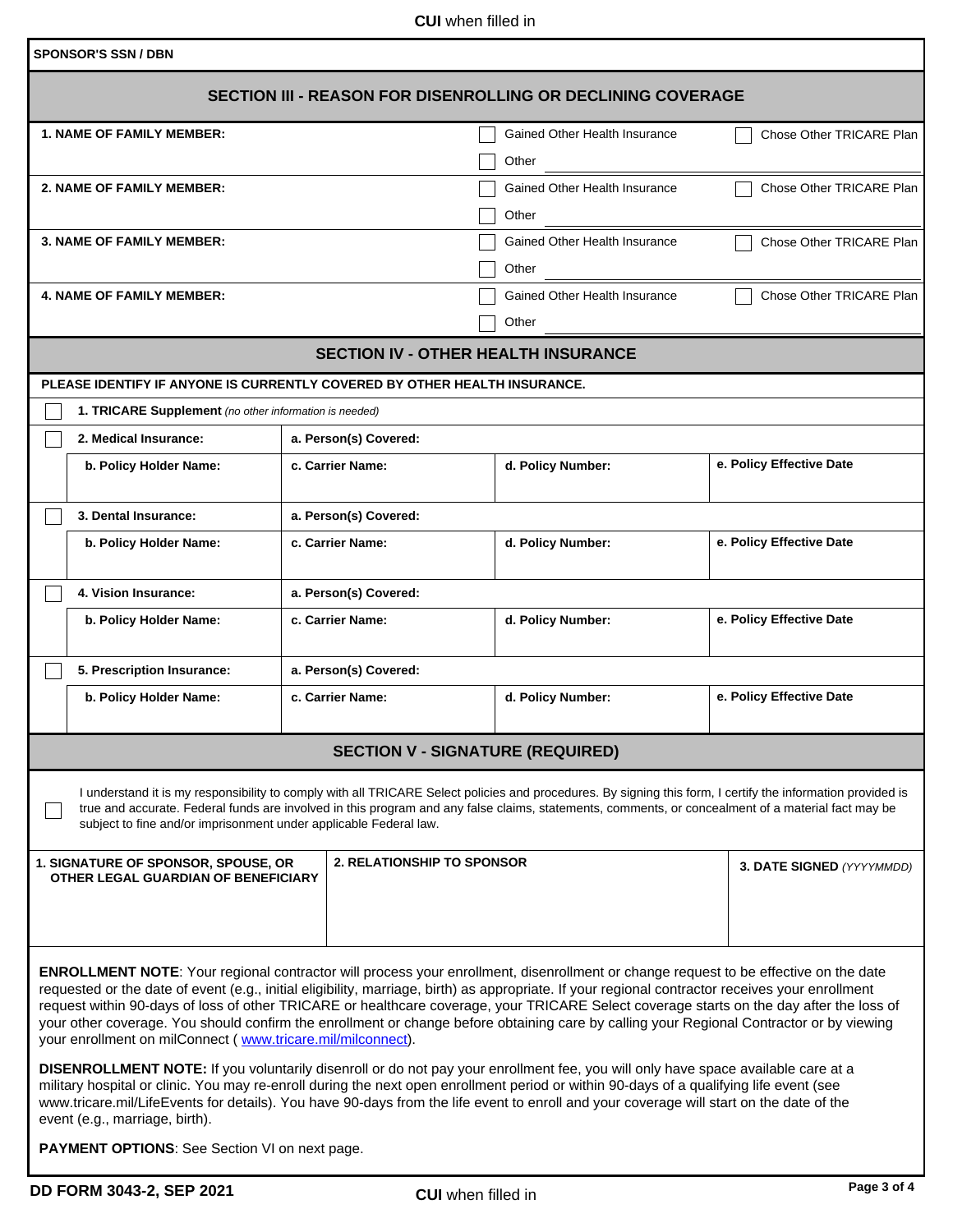**SPONSOR'S SSN / DBN**

## SECTION III - REASON FOR DISENROLLING OR DECLINING COVERAGE

| Name | Reason | |
|---|---|---|
| **1. NAME OF FAMILY MEMBER:** | ☐ Gained Other Health Insurance | ☐ Chose Other TRICARE Plan |
| | ☐ Other | |
| **2. NAME OF FAMILY MEMBER:** | ☐ Gained Other Health Insurance | ☐ Chose Other TRICARE Plan |
| | ☐ Other | |
| **3. NAME OF FAMILY MEMBER:** | ☐ Gained Other Health Insurance | ☐ Chose Other TRICARE Plan |
| | ☐ Other | |
| **4. NAME OF FAMILY MEMBER:** | ☐ Gained Other Health Insurance | ☐ Chose Other TRICARE Plan |
| | ☐ Other | |

## SECTION IV - OTHER HEALTH INSURANCE

**PLEASE IDENTIFY IF ANYONE IS CURRENTLY COVERED BY OTHER HEALTH INSURANCE.**

☐ **1. TRICARE Supplement** *(no other information is needed)*

| | | | |
|---|---|---|---|
| ☐ **2. Medical Insurance:** | **a. Person(s) Covered:** | | |
| **b. Policy Holder Name:** | **c. Carrier Name:** | **d. Policy Number:** | **e. Policy Effective Date** |
| ☐ **3. Dental Insurance:** | **a. Person(s) Covered:** | | |
| **b. Policy Holder Name:** | **c. Carrier Name:** | **d. Policy Number:** | **e. Policy Effective Date** |
| ☐ **4. Vision Insurance:** | **a. Person(s) Covered:** | | |
| **b. Policy Holder Name:** | **c. Carrier Name:** | **d. Policy Number:** | **e. Policy Effective Date** |
| ☐ **5. Prescription Insurance:** | **a. Person(s) Covered:** | | |
| **b. Policy Holder Name:** | **c. Carrier Name:** | **d. Policy Number:** | **e. Policy Effective Date** |

## SECTION V - SIGNATURE (REQUIRED)

☐ I understand it is my responsibility to comply with all TRICARE Select policies and procedures. By signing this form, I certify the information provided is true and accurate. Federal funds are involved in this program and any false claims, statements, comments, or concealment of a material fact may be subject to fine and/or imprisonment under applicable Federal law.

| **1. SIGNATURE OF SPONSOR, SPOUSE, OR OTHER LEGAL GUARDIAN OF BENEFICIARY** | **2. RELATIONSHIP TO SPONSOR** | **3. DATE SIGNED** *(YYYYMMDD)* |
|---|---|---|
| | | |

**ENROLLMENT NOTE**: Your regional contractor will process your enrollment, disenrollment or change request to be effective on the date requested or the date of event (e.g., initial eligibility, marriage, birth) as appropriate. If your regional contractor receives your enrollment request within 90-days of loss of other TRICARE or healthcare coverage, your TRICARE Select coverage starts on the day after the loss of your other coverage. You should confirm the enrollment or change before obtaining care by calling your Regional Contractor or by viewing your enrollment on milConnect ( www.tricare.mil/milconnect).

**DISENROLLMENT NOTE:** If you voluntarily disenroll or do not pay your enrollment fee, you will only have space available care at a military hospital or clinic. You may re-enroll during the next open enrollment period or within 90-days of a qualifying life event (see www.tricare.mil/LifeEvents for details). You have 90-days from the life event to enroll and your coverage will start on the date of the event (e.g., marriage, birth).

**PAYMENT OPTIONS**: See Section VI on next page.

**DD FORM 3043-2, SEP 2021**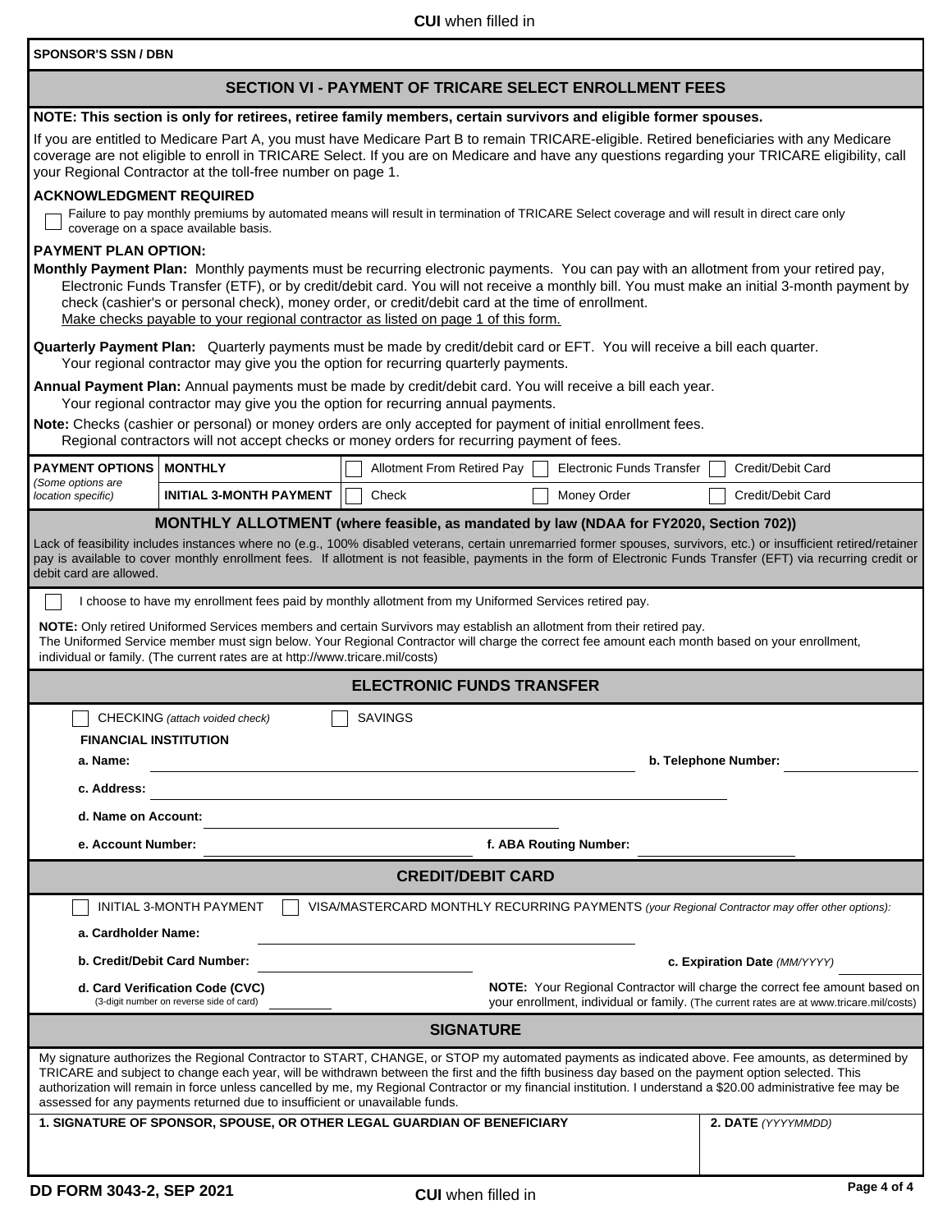SPONSOR'S SSN / DBN

## SECTION VI - PAYMENT OF TRICARE SELECT ENROLLMENT FEES

**NOTE: This section is only for retirees, retiree family members, certain survivors and eligible former spouses.**

If you are entitled to Medicare Part A, you must have Medicare Part B to remain TRICARE-eligible. Retired beneficiaries with any Medicare coverage are not eligible to enroll in TRICARE Select. If you are on Medicare and have any questions regarding your TRICARE eligibility, call your Regional Contractor at the toll-free number on page 1.

**ACKNOWLEDGMENT REQUIRED**

☐ Failure to pay monthly premiums by automated means will result in termination of TRICARE Select coverage and will result in direct care only coverage on a space available basis.

**PAYMENT PLAN OPTION:**

**Monthly Payment Plan:** Monthly payments must be recurring electronic payments. You can pay with an allotment from your retired pay, Electronic Funds Transfer (ETF), or by credit/debit card. You will not receive a monthly bill. You must make an initial 3-month payment by check (cashier's or personal check), money order, or credit/debit card at the time of enrollment. Make checks payable to your regional contractor as listed on page 1 of this form.

**Quarterly Payment Plan:** Quarterly payments must be made by credit/debit card or EFT. You will receive a bill each quarter. Your regional contractor may give you the option for recurring quarterly payments.

**Annual Payment Plan:** Annual payments must be made by credit/debit card. You will receive a bill each year. Your regional contractor may give you the option for recurring annual payments.

**Note:** Checks (cashier or personal) or money orders are only accepted for payment of initial enrollment fees. Regional contractors will not accept checks or money orders for recurring payment of fees.

| | | | | |
|---|---|---|---|---|
| **PAYMENT OPTIONS** *(Some options are location specific)* | **MONTHLY** | ☐ Allotment From Retired Pay | ☐ Electronic Funds Transfer | ☐ Credit/Debit Card |
| | **INITIAL 3-MONTH PAYMENT** | ☐ Check | ☐ Money Order | ☐ Credit/Debit Card |

### MONTHLY ALLOTMENT (where feasible, as mandated by law (NDAA for FY2020, Section 702))

Lack of feasibility includes instances where no (e.g., 100% disabled veterans, certain unremarried former spouses, survivors, etc.) or insufficient retired/retainer pay is available to cover monthly enrollment fees. If allotment is not feasible, payments in the form of Electronic Funds Transfer (EFT) via recurring credit or debit card are allowed.

☐ I choose to have my enrollment fees paid by monthly allotment from my Uniformed Services retired pay.

**NOTE:** Only retired Uniformed Services members and certain Survivors may establish an allotment from their retired pay. The Uniformed Service member must sign below. Your Regional Contractor will charge the correct fee amount each month based on your enrollment, individual or family. (The current rates are at http://www.tricare.mil/costs)

### ELECTRONIC FUNDS TRANSFER

☐ CHECKING *(attach voided check)* ☐ SAVINGS

**FINANCIAL INSTITUTION**

**a. Name:**

**b. Telephone Number:**

**c. Address:**

**d. Name on Account:**

**e. Account Number:**

**f. ABA Routing Number:**

### CREDIT/DEBIT CARD

☐ INITIAL 3-MONTH PAYMENT ☐ VISA/MASTERCARD MONTHLY RECURRING PAYMENTS *(your Regional Contractor may offer other options):*

**a. Cardholder Name:**

**b. Credit/Debit Card Number:**

**c. Expiration Date** *(MM/YYYY)*

**d. Card Verification Code (CVC)**
(3-digit number on reverse side of card)

**NOTE:** Your Regional Contractor will charge the correct fee amount based on your enrollment, individual or family. (The current rates are at www.tricare.mil/costs)

### SIGNATURE

My signature authorizes the Regional Contractor to START, CHANGE, or STOP my automated payments as indicated above. Fee amounts, as determined by TRICARE and subject to change each year, will be withdrawn between the first and the fifth business day based on the payment option selected. This authorization will remain in force unless cancelled by me, my Regional Contractor or my financial institution. I understand a $20.00 administrative fee may be assessed for any payments returned due to insufficient or unavailable funds.

| | |
|---|---|
| **1. SIGNATURE OF SPONSOR, SPOUSE, OR OTHER LEGAL GUARDIAN OF BENEFICIARY** | **2. DATE** *(YYYYMMDD)* |
| | |

DD FORM 3043-2, SEP 2021